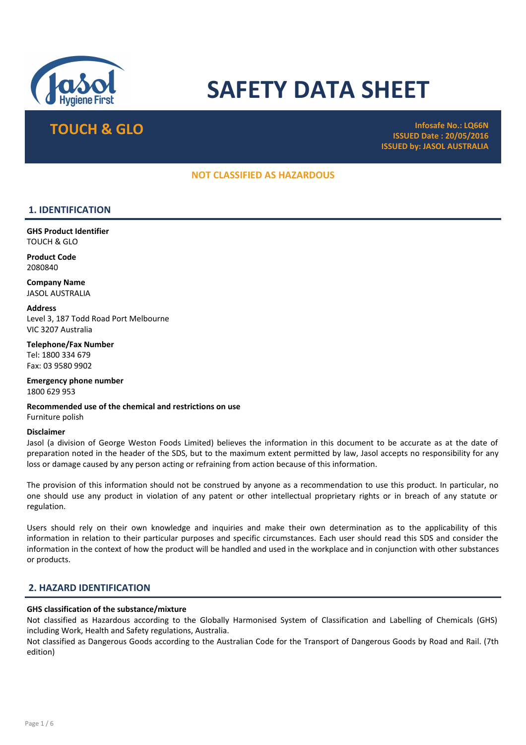# SAFETY DATA SHEET

## TOUCH & GLO

**Infosafe No.: LQ66N**
**ISSUED Date : 20/05/2016**
**ISSUED by: JASOL AUSTRALIA**

**NOT CLASSIFIED AS HAZARDOUS**

## 1. IDENTIFICATION

**GHS Product Identifier**
TOUCH & GLO

**Product Code**
2080840

**Company Name**
JASOL AUSTRALIA

**Address**
Level 3, 187 Todd Road Port Melbourne
VIC 3207 Australia

**Telephone/Fax Number**
Tel: 1800 334 679
Fax: 03 9580 9902

**Emergency phone number**
1800 629 953

**Recommended use of the chemical and restrictions on use**
Furniture polish

**Disclaimer**
Jasol (a division of George Weston Foods Limited) believes the information in this document to be accurate as at the date of preparation noted in the header of the SDS, but to the maximum extent permitted by law, Jasol accepts no responsibility for any loss or damage caused by any person acting or refraining from action because of this information.

The provision of this information should not be construed by anyone as a recommendation to use this product. In particular, no one should use any product in violation of any patent or other intellectual proprietary rights or in breach of any statute or regulation.

Users should rely on their own knowledge and inquiries and make their own determination as to the applicability of this information in relation to their particular purposes and specific circumstances. Each user should read this SDS and consider the information in the context of how the product will be handled and used in the workplace and in conjunction with other substances or products.

## 2. HAZARD IDENTIFICATION

**GHS classification of the substance/mixture**
Not classified as Hazardous according to the Globally Harmonised System of Classification and Labelling of Chemicals (GHS) including Work, Health and Safety regulations, Australia.
Not classified as Dangerous Goods according to the Australian Code for the Transport of Dangerous Goods by Road and Rail. (7th edition)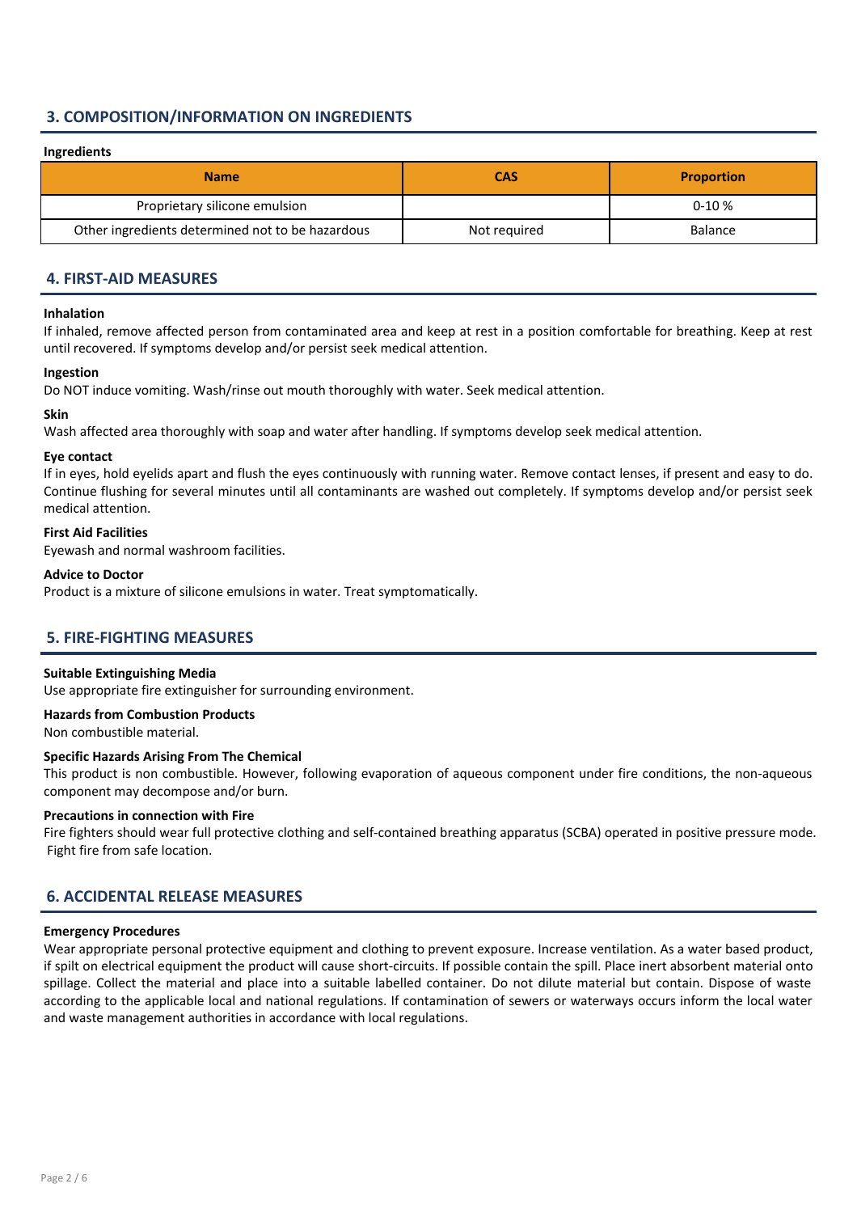## 3. COMPOSITION/INFORMATION ON INGREDIENTS

**Ingredients**

| Name | CAS | Proportion |
| --- | --- | --- |
| Proprietary silicone emulsion | | 0-10 % |
| Other ingredients determined not to be hazardous | Not required | Balance |

## 4. FIRST-AID MEASURES

**Inhalation**

If inhaled, remove affected person from contaminated area and keep at rest in a position comfortable for breathing. Keep at rest until recovered. If symptoms develop and/or persist seek medical attention.

**Ingestion**

Do NOT induce vomiting. Wash/rinse out mouth thoroughly with water. Seek medical attention.

**Skin**

Wash affected area thoroughly with soap and water after handling. If symptoms develop seek medical attention.

**Eye contact**

If in eyes, hold eyelids apart and flush the eyes continuously with running water. Remove contact lenses, if present and easy to do. Continue flushing for several minutes until all contaminants are washed out completely. If symptoms develop and/or persist seek medical attention.

**First Aid Facilities**

Eyewash and normal washroom facilities.

**Advice to Doctor**

Product is a mixture of silicone emulsions in water. Treat symptomatically.

## 5. FIRE-FIGHTING MEASURES

**Suitable Extinguishing Media**

Use appropriate fire extinguisher for surrounding environment.

**Hazards from Combustion Products**

Non combustible material.

**Specific Hazards Arising From The Chemical**

This product is non combustible. However, following evaporation of aqueous component under fire conditions, the non-aqueous component may decompose and/or burn.

**Precautions in connection with Fire**

Fire fighters should wear full protective clothing and self-contained breathing apparatus (SCBA) operated in positive pressure mode. Fight fire from safe location.

## 6. ACCIDENTAL RELEASE MEASURES

**Emergency Procedures**

Wear appropriate personal protective equipment and clothing to prevent exposure. Increase ventilation. As a water based product, if spilt on electrical equipment the product will cause short-circuits. If possible contain the spill. Place inert absorbent material onto spillage. Collect the material and place into a suitable labelled container. Do not dilute material but contain. Dispose of waste according to the applicable local and national regulations. If contamination of sewers or waterways occurs inform the local water and waste management authorities in accordance with local regulations.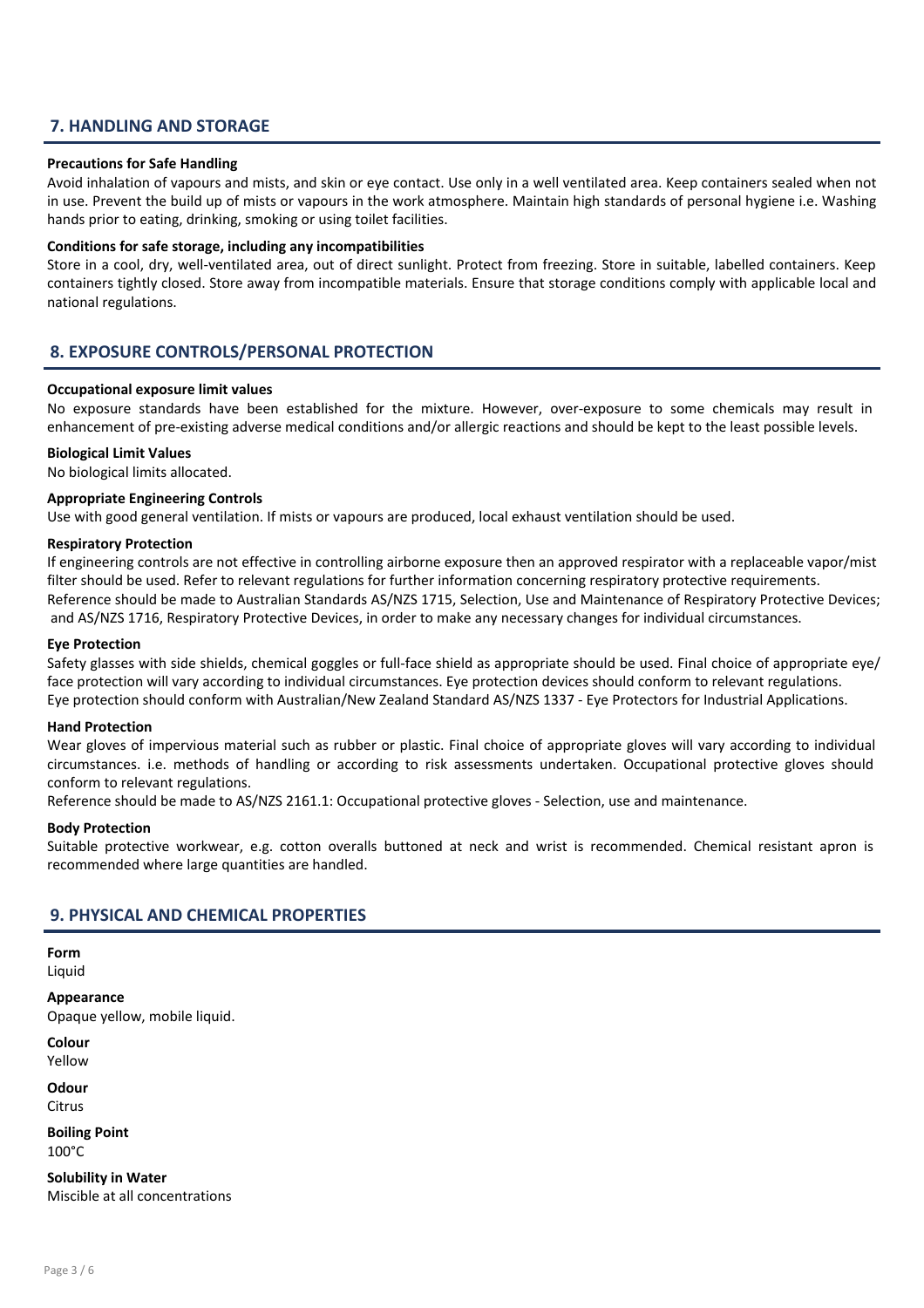## 7. HANDLING AND STORAGE

**Precautions for Safe Handling**

Avoid inhalation of vapours and mists, and skin or eye contact. Use only in a well ventilated area. Keep containers sealed when not in use. Prevent the build up of mists or vapours in the work atmosphere. Maintain high standards of personal hygiene i.e. Washing hands prior to eating, drinking, smoking or using toilet facilities.

**Conditions for safe storage, including any incompatibilities**

Store in a cool, dry, well-ventilated area, out of direct sunlight. Protect from freezing. Store in suitable, labelled containers. Keep containers tightly closed. Store away from incompatible materials. Ensure that storage conditions comply with applicable local and national regulations.

## 8. EXPOSURE CONTROLS/PERSONAL PROTECTION

**Occupational exposure limit values**

No exposure standards have been established for the mixture. However, over-exposure to some chemicals may result in enhancement of pre-existing adverse medical conditions and/or allergic reactions and should be kept to the least possible levels.

**Biological Limit Values**

No biological limits allocated.

**Appropriate Engineering Controls**

Use with good general ventilation. If mists or vapours are produced, local exhaust ventilation should be used.

**Respiratory Protection**

If engineering controls are not effective in controlling airborne exposure then an approved respirator with a replaceable vapor/mist filter should be used. Refer to relevant regulations for further information concerning respiratory protective requirements.
Reference should be made to Australian Standards AS/NZS 1715, Selection, Use and Maintenance of Respiratory Protective Devices; and AS/NZS 1716, Respiratory Protective Devices, in order to make any necessary changes for individual circumstances.

**Eye Protection**

Safety glasses with side shields, chemical goggles or full-face shield as appropriate should be used. Final choice of appropriate eye/face protection will vary according to individual circumstances. Eye protection devices should conform to relevant regulations.
Eye protection should conform with Australian/New Zealand Standard AS/NZS 1337 - Eye Protectors for Industrial Applications.

**Hand Protection**

Wear gloves of impervious material such as rubber or plastic. Final choice of appropriate gloves will vary according to individual circumstances. i.e. methods of handling or according to risk assessments undertaken. Occupational protective gloves should conform to relevant regulations.
Reference should be made to AS/NZS 2161.1: Occupational protective gloves - Selection, use and maintenance.

**Body Protection**

Suitable protective workwear, e.g. cotton overalls buttoned at neck and wrist is recommended. Chemical resistant apron is recommended where large quantities are handled.

## 9. PHYSICAL AND CHEMICAL PROPERTIES

**Form**
Liquid

**Appearance**
Opaque yellow, mobile liquid.

**Colour**
Yellow

**Odour**
Citrus

**Boiling Point**
100°C

**Solubility in Water**
Miscible at all concentrations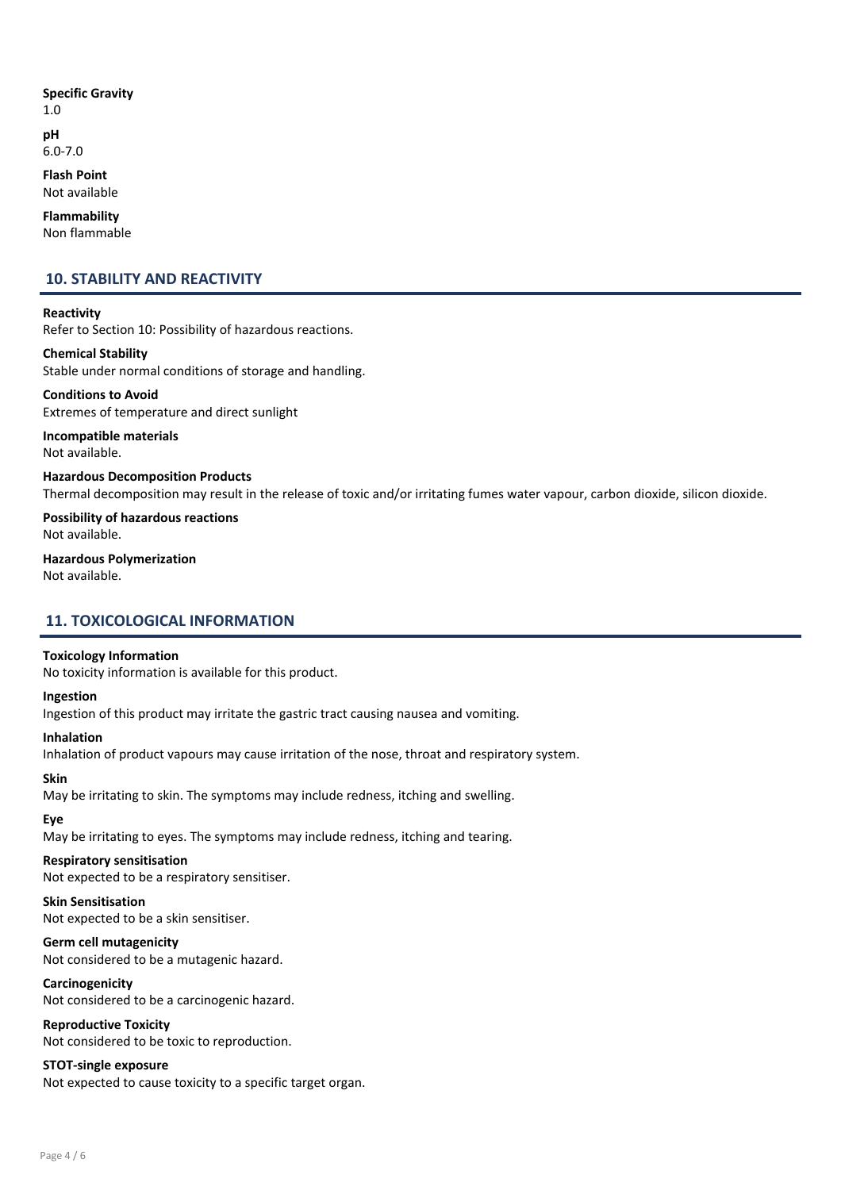**Specific Gravity**
1.0

**pH**
6.0-7.0

**Flash Point**
Not available

**Flammability**
Non flammable

## 10. STABILITY AND REACTIVITY

**Reactivity**
Refer to Section 10: Possibility of hazardous reactions.

**Chemical Stability**
Stable under normal conditions of storage and handling.

**Conditions to Avoid**
Extremes of temperature and direct sunlight

**Incompatible materials**
Not available.

**Hazardous Decomposition Products**
Thermal decomposition may result in the release of toxic and/or irritating fumes water vapour, carbon dioxide, silicon dioxide.

**Possibility of hazardous reactions**
Not available.

**Hazardous Polymerization**
Not available.

## 11. TOXICOLOGICAL INFORMATION

**Toxicology Information**
No toxicity information is available for this product.

**Ingestion**
Ingestion of this product may irritate the gastric tract causing nausea and vomiting.

**Inhalation**
Inhalation of product vapours may cause irritation of the nose, throat and respiratory system.

**Skin**
May be irritating to skin. The symptoms may include redness, itching and swelling.

**Eye**
May be irritating to eyes. The symptoms may include redness, itching and tearing.

**Respiratory sensitisation**
Not expected to be a respiratory sensitiser.

**Skin Sensitisation**
Not expected to be a skin sensitiser.

**Germ cell mutagenicity**
Not considered to be a mutagenic hazard.

**Carcinogenicity**
Not considered to be a carcinogenic hazard.

**Reproductive Toxicity**
Not considered to be toxic to reproduction.

**STOT-single exposure**
Not expected to cause toxicity to a specific target organ.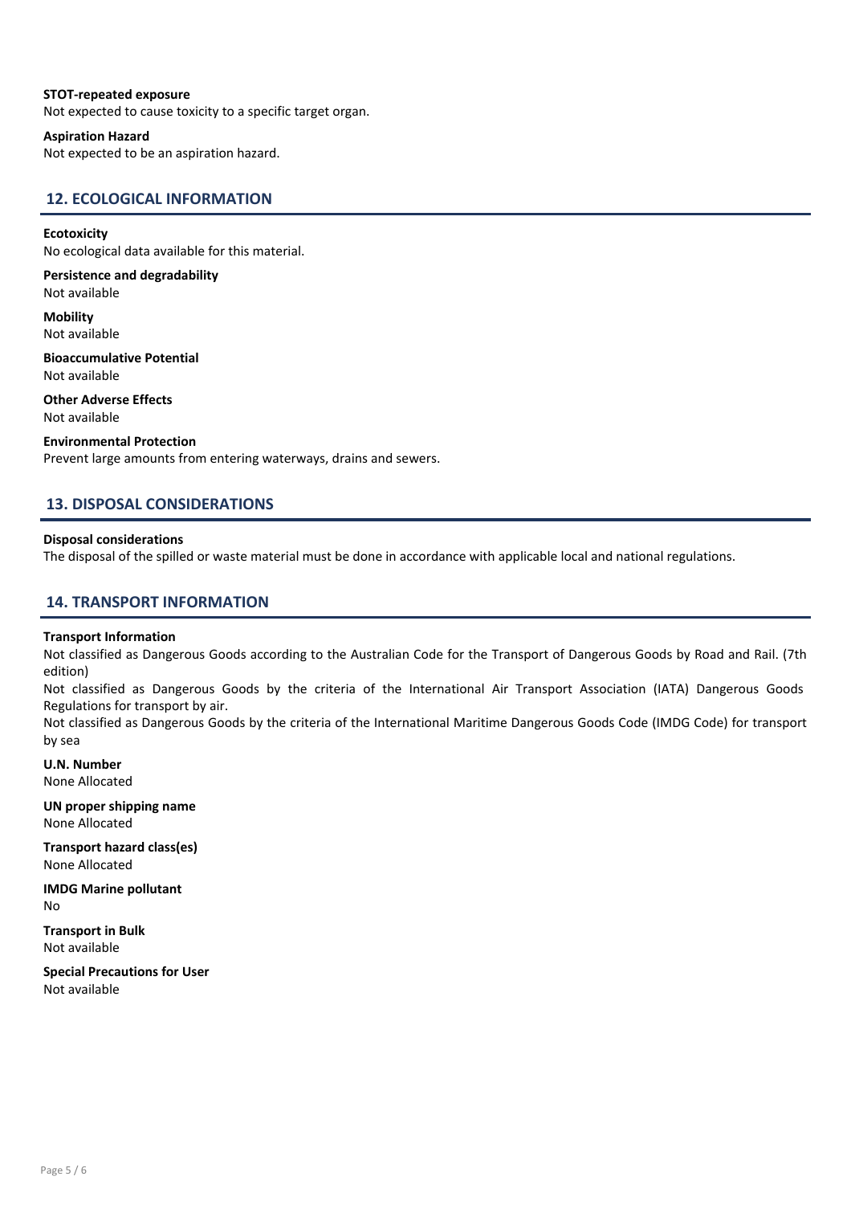**STOT-repeated exposure**
Not expected to cause toxicity to a specific target organ.

**Aspiration Hazard**
Not expected to be an aspiration hazard.

## 12. ECOLOGICAL INFORMATION

**Ecotoxicity**
No ecological data available for this material.

**Persistence and degradability**
Not available

**Mobility**
Not available

**Bioaccumulative Potential**
Not available

**Other Adverse Effects**
Not available

**Environmental Protection**
Prevent large amounts from entering waterways, drains and sewers.

## 13. DISPOSAL CONSIDERATIONS

**Disposal considerations**
The disposal of the spilled or waste material must be done in accordance with applicable local and national regulations.

## 14. TRANSPORT INFORMATION

**Transport Information**
Not classified as Dangerous Goods according to the Australian Code for the Transport of Dangerous Goods by Road and Rail. (7th edition)
Not classified as Dangerous Goods by the criteria of the International Air Transport Association (IATA) Dangerous Goods Regulations for transport by air.
Not classified as Dangerous Goods by the criteria of the International Maritime Dangerous Goods Code (IMDG Code) for transport by sea

**U.N. Number**
None Allocated

**UN proper shipping name**
None Allocated

**Transport hazard class(es)**
None Allocated

**IMDG Marine pollutant**
No

**Transport in Bulk**
Not available

**Special Precautions for User**
Not available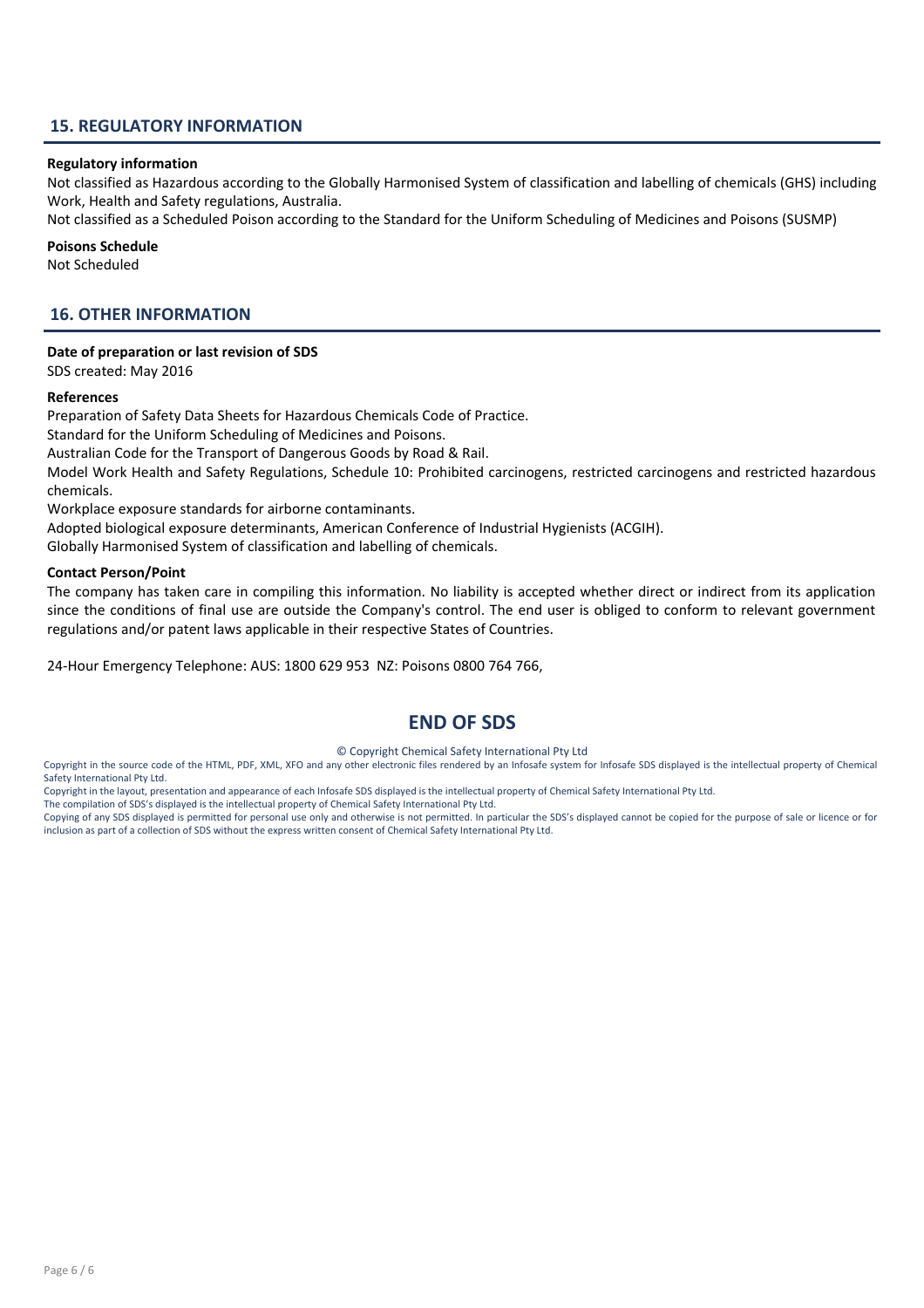## 15. REGULATORY INFORMATION

**Regulatory information**

Not classified as Hazardous according to the Globally Harmonised System of classification and labelling of chemicals (GHS) including Work, Health and Safety regulations, Australia.

Not classified as a Scheduled Poison according to the Standard for the Uniform Scheduling of Medicines and Poisons (SUSMP)

**Poisons Schedule**

Not Scheduled

## 16. OTHER INFORMATION

**Date of preparation or last revision of SDS**

SDS created: May 2016

**References**

Preparation of Safety Data Sheets for Hazardous Chemicals Code of Practice.

Standard for the Uniform Scheduling of Medicines and Poisons.

Australian Code for the Transport of Dangerous Goods by Road & Rail.

Model Work Health and Safety Regulations, Schedule 10: Prohibited carcinogens, restricted carcinogens and restricted hazardous chemicals.

Workplace exposure standards for airborne contaminants.

Adopted biological exposure determinants, American Conference of Industrial Hygienists (ACGIH).

Globally Harmonised System of classification and labelling of chemicals.

**Contact Person/Point**

The company has taken care in compiling this information. No liability is accepted whether direct or indirect from its application since the conditions of final use are outside the Company's control. The end user is obliged to conform to relevant government regulations and/or patent laws applicable in their respective States of Countries.

24-Hour Emergency Telephone: AUS: 1800 629 953 NZ: Poisons 0800 764 766,

## END OF SDS

© Copyright Chemical Safety International Pty Ltd

Copyright in the source code of the HTML, PDF, XML, XFO and any other electronic files rendered by an Infosafe system for Infosafe SDS displayed is the intellectual property of Chemical Safety International Pty Ltd.

Copyright in the layout, presentation and appearance of each Infosafe SDS displayed is the intellectual property of Chemical Safety International Pty Ltd.

The compilation of SDS's displayed is the intellectual property of Chemical Safety International Pty Ltd.

Copying of any SDS displayed is permitted for personal use only and otherwise is not permitted. In particular the SDS's displayed cannot be copied for the purpose of sale or licence or for inclusion as part of a collection of SDS without the express written consent of Chemical Safety International Pty Ltd.